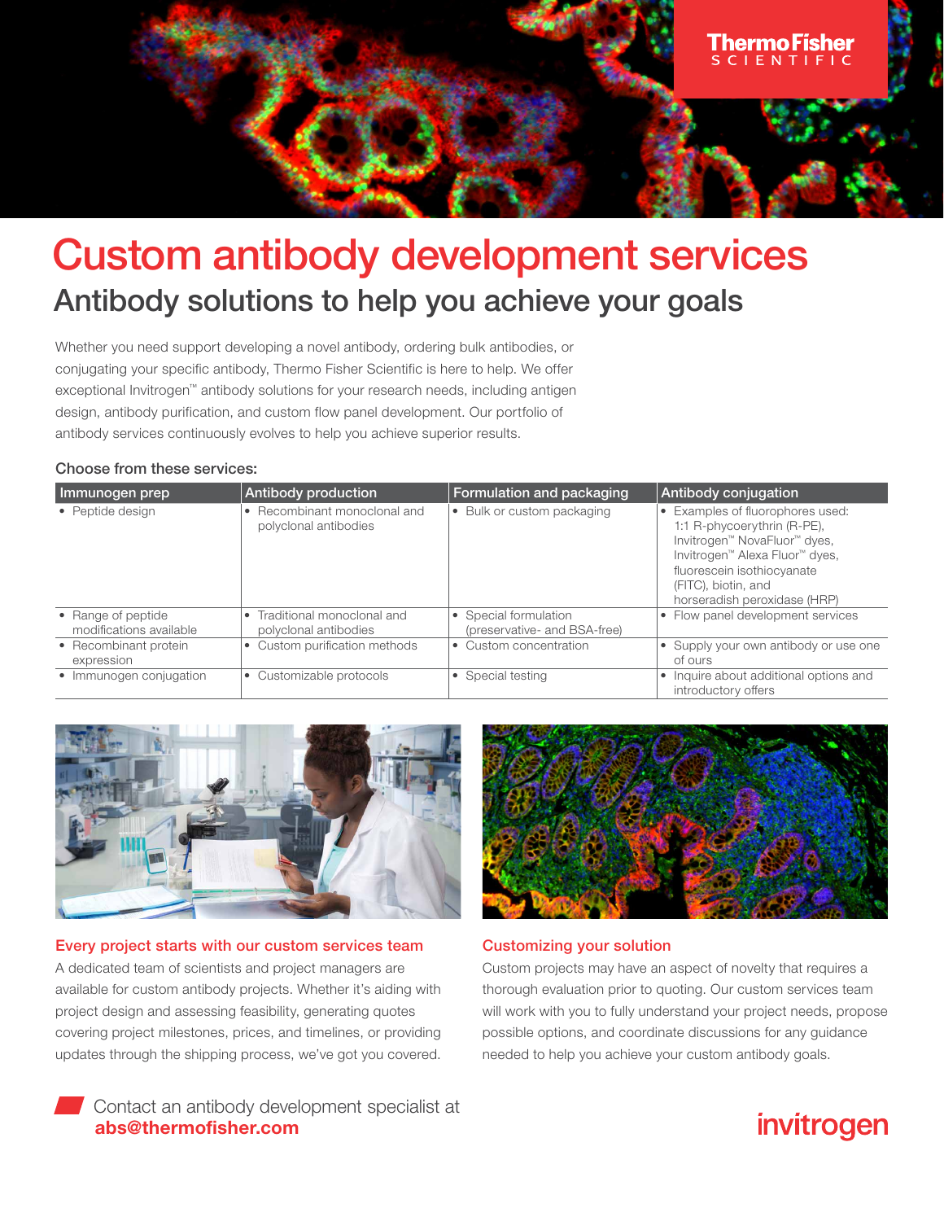# Custom antibody development services

## Antibody solutions to help you achieve your goals

Whether you need support developing a novel antibody, ordering bulk antibodies, or conjugating your specific antibody, Thermo Fisher Scientific is here to help. We offer exceptional Invitrogen™ antibody solutions for your research needs, including antigen design, antibody purification, and custom flow panel development. Our portfolio of antibody services continuously evolves to help you achieve superior results.

**Choose from these services:**

| Immunogen prep | Antibody production | Formulation and packaging | Antibody conjugation |
|---|---|---|---|
| • Peptide design | • Recombinant monoclonal and polyclonal antibodies | • Bulk or custom packaging | • Examples of fluorophores used: 1:1 R-phycoerythrin (R-PE), Invitrogen™ NovaFluor™ dyes, Invitrogen™ Alexa Fluor™ dyes, fluorescein isothiocyanate (FITC), biotin, and horseradish peroxidase (HRP) |
| • Range of peptide modifications available | • Traditional monoclonal and polyclonal antibodies | • Special formulation (preservative- and BSA-free) | • Flow panel development services |
| • Recombinant protein expression | • Custom purification methods | • Custom concentration | • Supply your own antibody or use one of ours |
| • Immunogen conjugation | • Customizable protocols | • Special testing | • Inquire about additional options and introductory offers |

### Every project starts with our custom services team

A dedicated team of scientists and project managers are available for custom antibody projects. Whether it's aiding with project design and assessing feasibility, generating quotes covering project milestones, prices, and timelines, or providing updates through the shipping process, we've got you covered.

### Customizing your solution

Custom projects may have an aspect of novelty that requires a thorough evaluation prior to quoting. Our custom services team will work with you to fully understand your project needs, propose possible options, and coordinate discussions for any guidance needed to help you achieve your custom antibody goals.

Contact an antibody development specialist at **abs@thermofisher.com**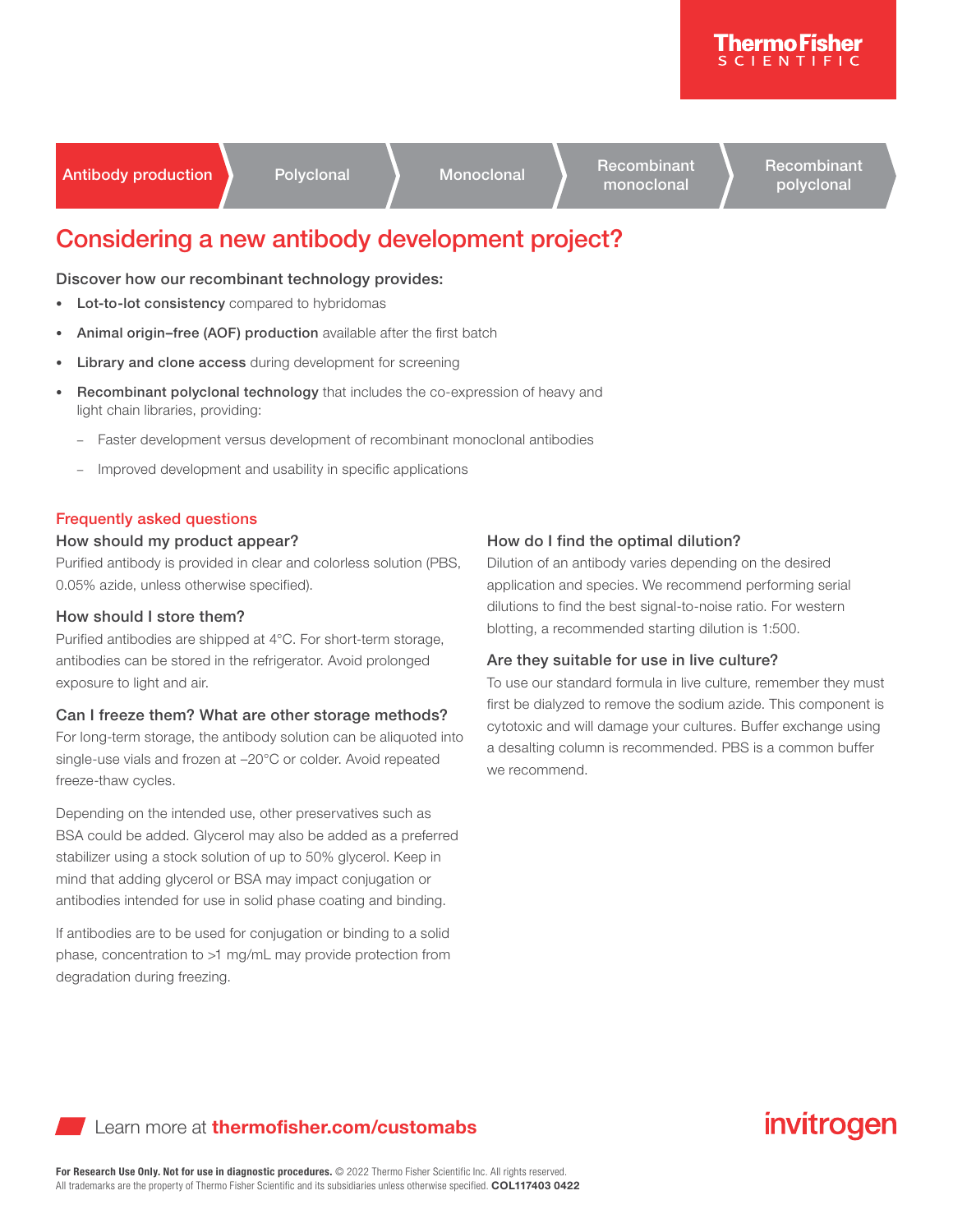Antibody production | Polyclonal | Monoclonal | Recombinant monoclonal | Recombinant polyclonal

# Considering a new antibody development project?

Discover how our recombinant technology provides:

- **Lot-to-lot consistency** compared to hybridomas
- **Animal origin–free (AOF) production** available after the first batch
- **Library and clone access** during development for screening
- **Recombinant polyclonal technology** that includes the co-expression of heavy and light chain libraries, providing:
  - Faster development versus development of recombinant monoclonal antibodies
  - Improved development and usability in specific applications

## Frequently asked questions

### How should my product appear?

Purified antibody is provided in clear and colorless solution (PBS, 0.05% azide, unless otherwise specified).

### How should I store them?

Purified antibodies are shipped at 4°C. For short-term storage, antibodies can be stored in the refrigerator. Avoid prolonged exposure to light and air.

### Can I freeze them? What are other storage methods?

For long-term storage, the antibody solution can be aliquoted into single-use vials and frozen at –20°C or colder. Avoid repeated freeze-thaw cycles.

Depending on the intended use, other preservatives such as BSA could be added. Glycerol may also be added as a preferred stabilizer using a stock solution of up to 50% glycerol. Keep in mind that adding glycerol or BSA may impact conjugation or antibodies intended for use in solid phase coating and binding.

If antibodies are to be used for conjugation or binding to a solid phase, concentration to >1 mg/mL may provide protection from degradation during freezing.

### How do I find the optimal dilution?

Dilution of an antibody varies depending on the desired application and species. We recommend performing serial dilutions to find the best signal-to-noise ratio. For western blotting, a recommended starting dilution is 1:500.

### Are they suitable for use in live culture?

To use our standard formula in live culture, remember they must first be dialyzed to remove the sodium azide. This component is cytotoxic and will damage your cultures. Buffer exchange using a desalting column is recommended. PBS is a common buffer we recommend.

Learn more at **thermofisher.com/customabs**

**For Research Use Only. Not for use in diagnostic procedures.** © 2022 Thermo Fisher Scientific Inc. All rights reserved. All trademarks are the property of Thermo Fisher Scientific and its subsidiaries unless otherwise specified. **COL117403 0422**